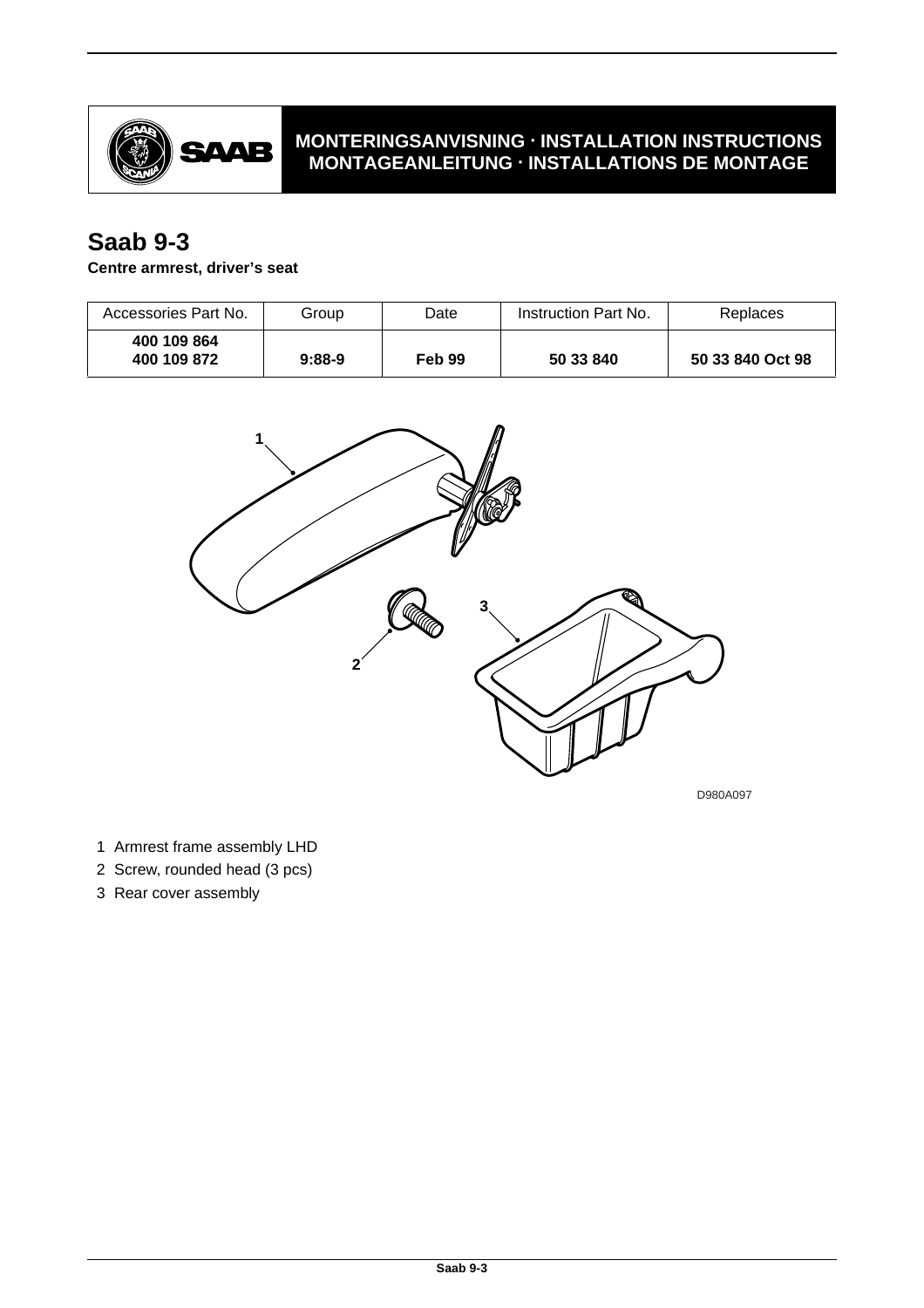**MONTERINGSANVISNING · INSTALLATION INSTRUCTIONS**
**MONTAGEANLEITUNG · INSTALLATIONS DE MONTAGE**

# Saab 9-3

**Centre armrest, driver's seat**

| Accessories Part No. | Group | Date | Instruction Part No. | Replaces |
|---|---|---|---|---|
| **400 109 864**<br>**400 109 872** | **9:88-9** | **Feb 99** | **50 33 840** | **50 33 840 Oct 98** |

D980A097

1 Armrest frame assembly LHD
2 Screw, rounded head (3 pcs)
3 Rear cover assembly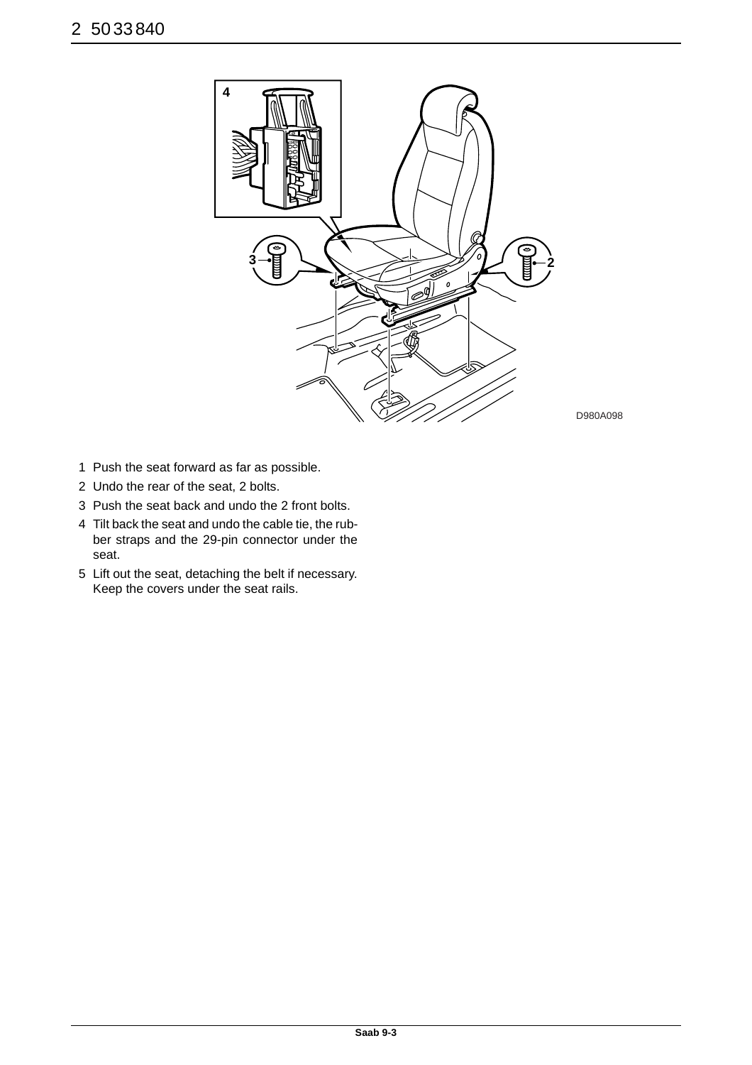1. Push the seat forward as far as possible.
2. Undo the rear of the seat, 2 bolts.
3. Push the seat back and undo the 2 front bolts.
4. Tilt back the seat and undo the cable tie, the rubber straps and the 29-pin connector under the seat.
5. Lift out the seat, detaching the belt if necessary. Keep the covers under the seat rails.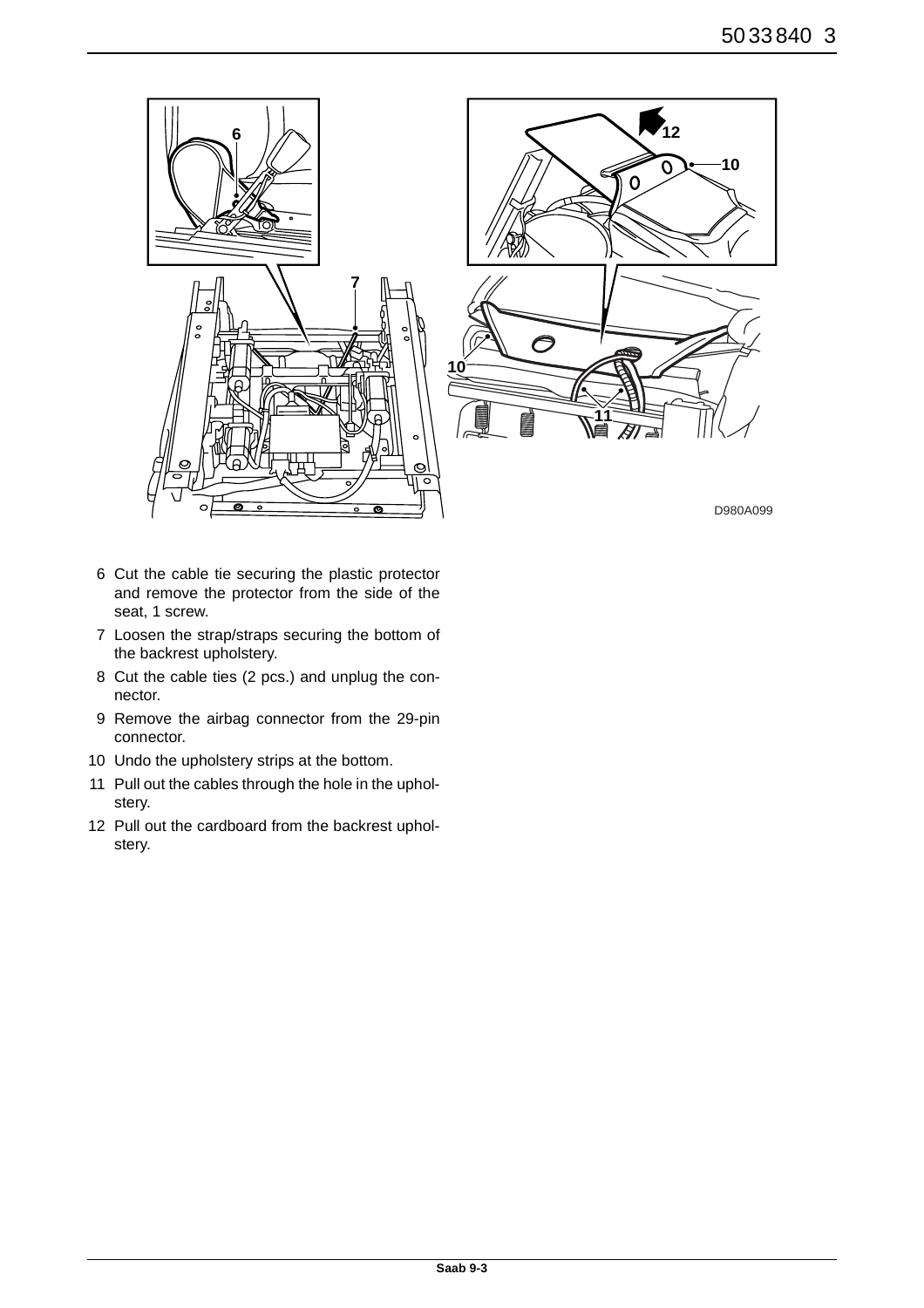6 Cut the cable tie securing the plastic protector and remove the protector from the side of the seat, 1 screw.

7 Loosen the strap/straps securing the bottom of the backrest upholstery.

8 Cut the cable ties (2 pcs.) and unplug the connector.

9 Remove the airbag connector from the 29-pin connector.

10 Undo the upholstery strips at the bottom.

11 Pull out the cables through the hole in the upholstery.

12 Pull out the cardboard from the backrest upholstery.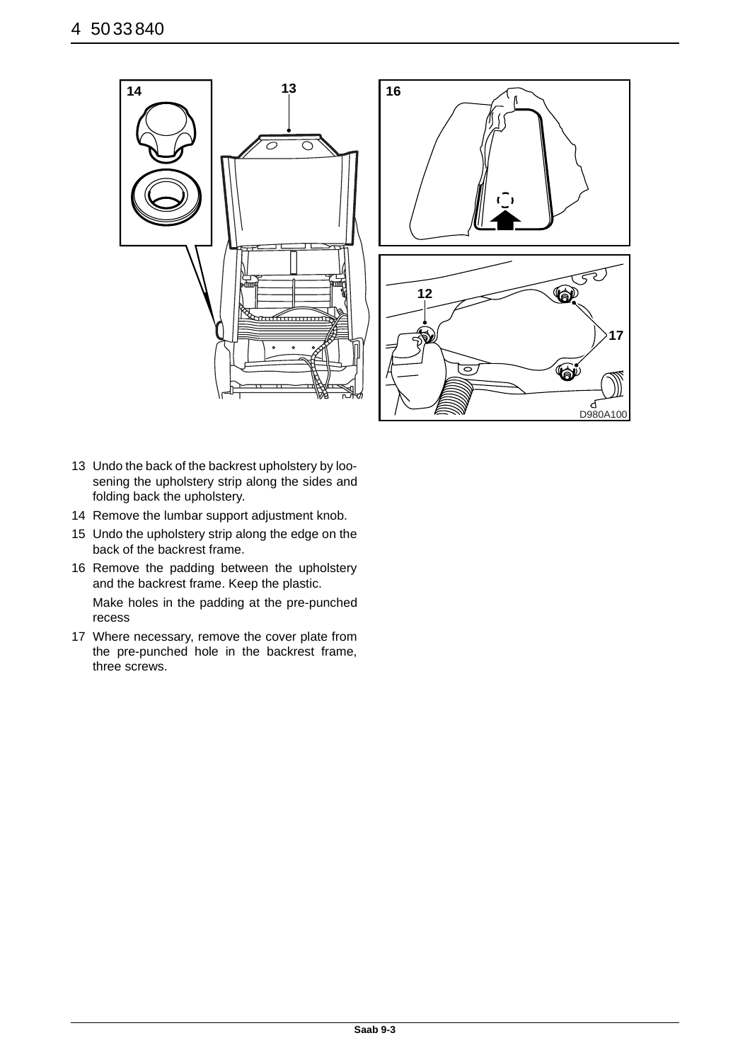13 Undo the back of the backrest upholstery by loosening the upholstery strip along the sides and folding back the upholstery.

14 Remove the lumbar support adjustment knob.

15 Undo the upholstery strip along the edge on the back of the backrest frame.

16 Remove the padding between the upholstery and the backrest frame. Keep the plastic.

   Make holes in the padding at the pre-punched recess

17 Where necessary, remove the cover plate from the pre-punched hole in the backrest frame, three screws.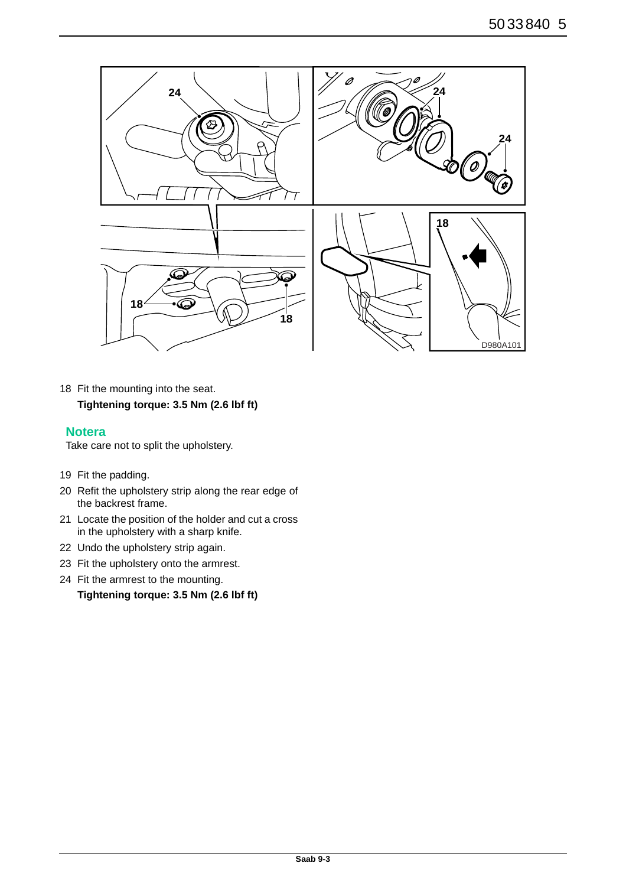18 Fit the mounting into the seat.

   **Tightening torque: 3.5 Nm (2.6 lbf ft)**

**Notera**

Take care not to split the upholstery.

19 Fit the padding.

20 Refit the upholstery strip along the rear edge of the backrest frame.

21 Locate the position of the holder and cut a cross in the upholstery with a sharp knife.

22 Undo the upholstery strip again.

23 Fit the upholstery onto the armrest.

24 Fit the armrest to the mounting.

   **Tightening torque: 3.5 Nm (2.6 lbf ft)**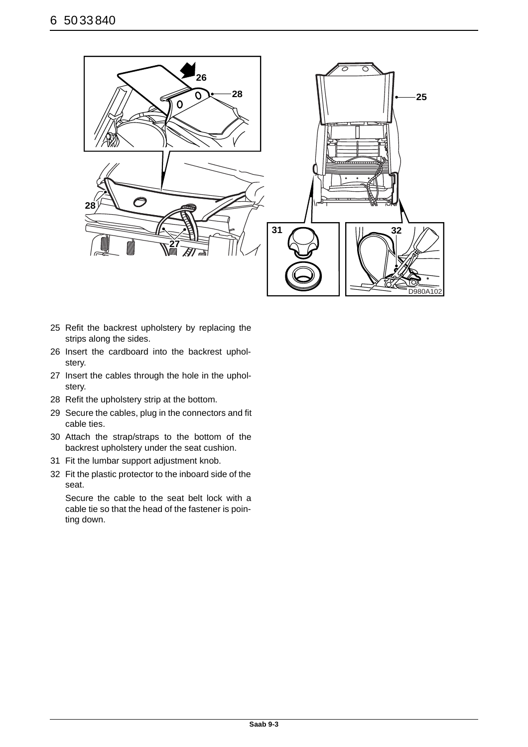25 Refit the backrest upholstery by replacing the strips along the sides.

26 Insert the cardboard into the backrest upholstery.

27 Insert the cables through the hole in the upholstery.

28 Refit the upholstery strip at the bottom.

29 Secure the cables, plug in the connectors and fit cable ties.

30 Attach the strap/straps to the bottom of the backrest upholstery under the seat cushion.

31 Fit the lumbar support adjustment knob.

32 Fit the plastic protector to the inboard side of the seat.

Secure the cable to the seat belt lock with a cable tie so that the head of the fastener is pointing down.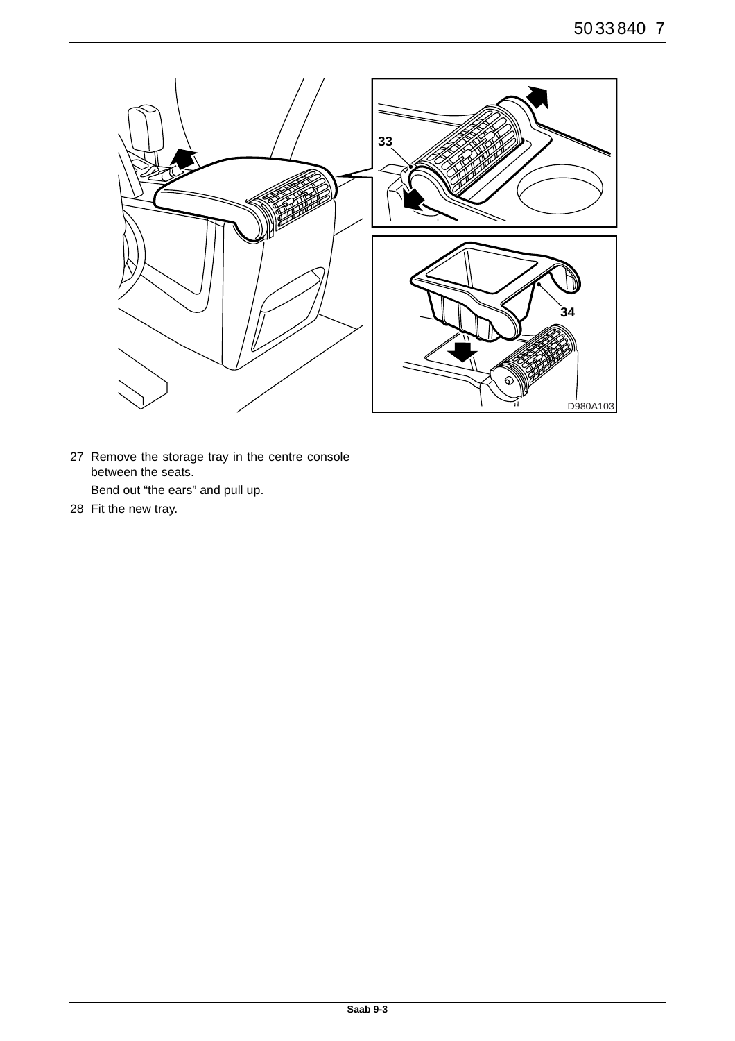27 Remove the storage tray in the centre console between the seats.

   Bend out “the ears” and pull up.

28 Fit the new tray.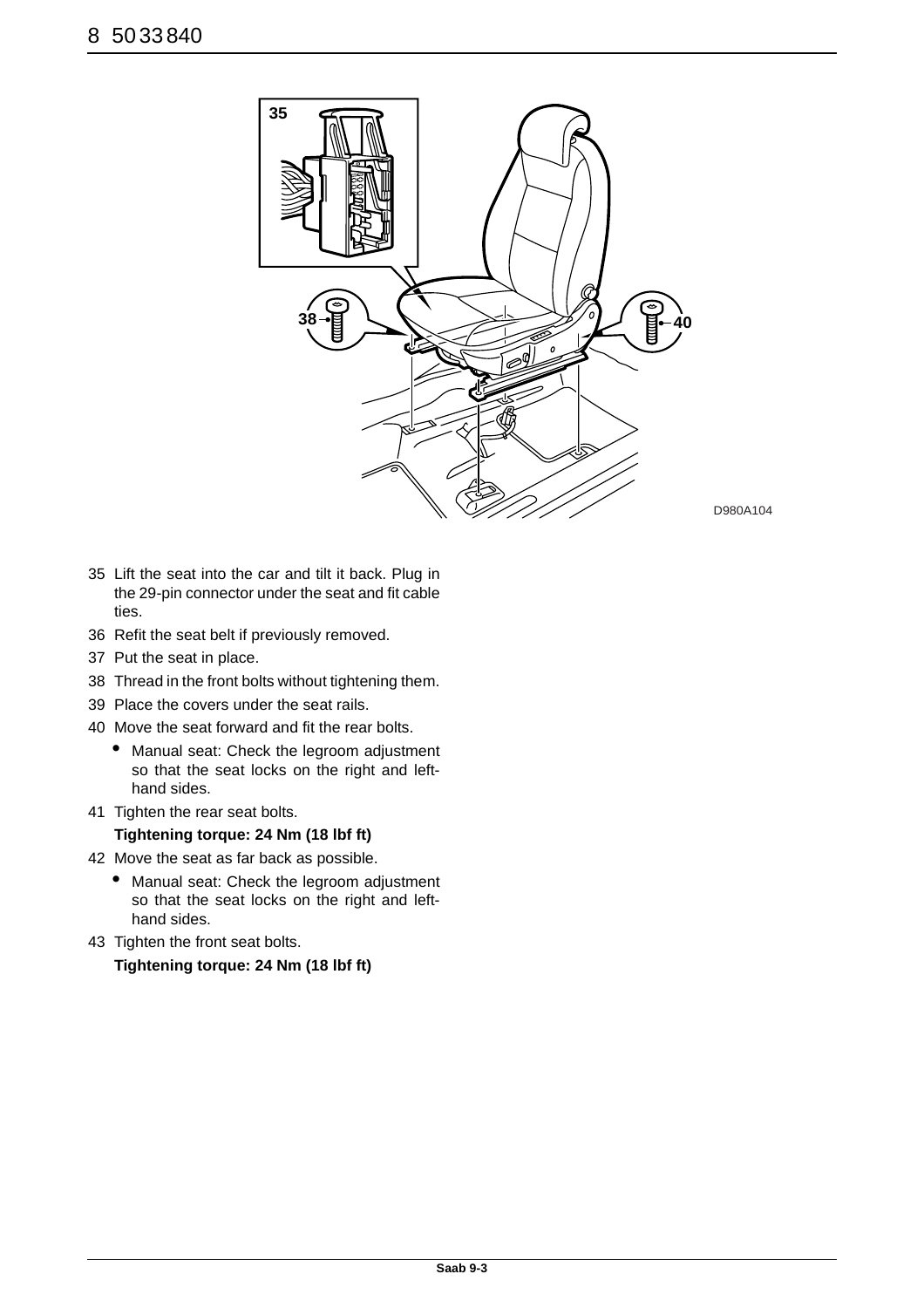35 Lift the seat into the car and tilt it back. Plug in the 29-pin connector under the seat and fit cable ties.

36 Refit the seat belt if previously removed.

37 Put the seat in place.

38 Thread in the front bolts without tightening them.

39 Place the covers under the seat rails.

40 Move the seat forward and fit the rear bolts.

- Manual seat: Check the legroom adjustment so that the seat locks on the right and left-hand sides.

41 Tighten the rear seat bolts.

**Tightening torque: 24 Nm (18 lbf ft)**

42 Move the seat as far back as possible.

- Manual seat: Check the legroom adjustment so that the seat locks on the right and left-hand sides.

43 Tighten the front seat bolts.

**Tightening torque: 24 Nm (18 lbf ft)**